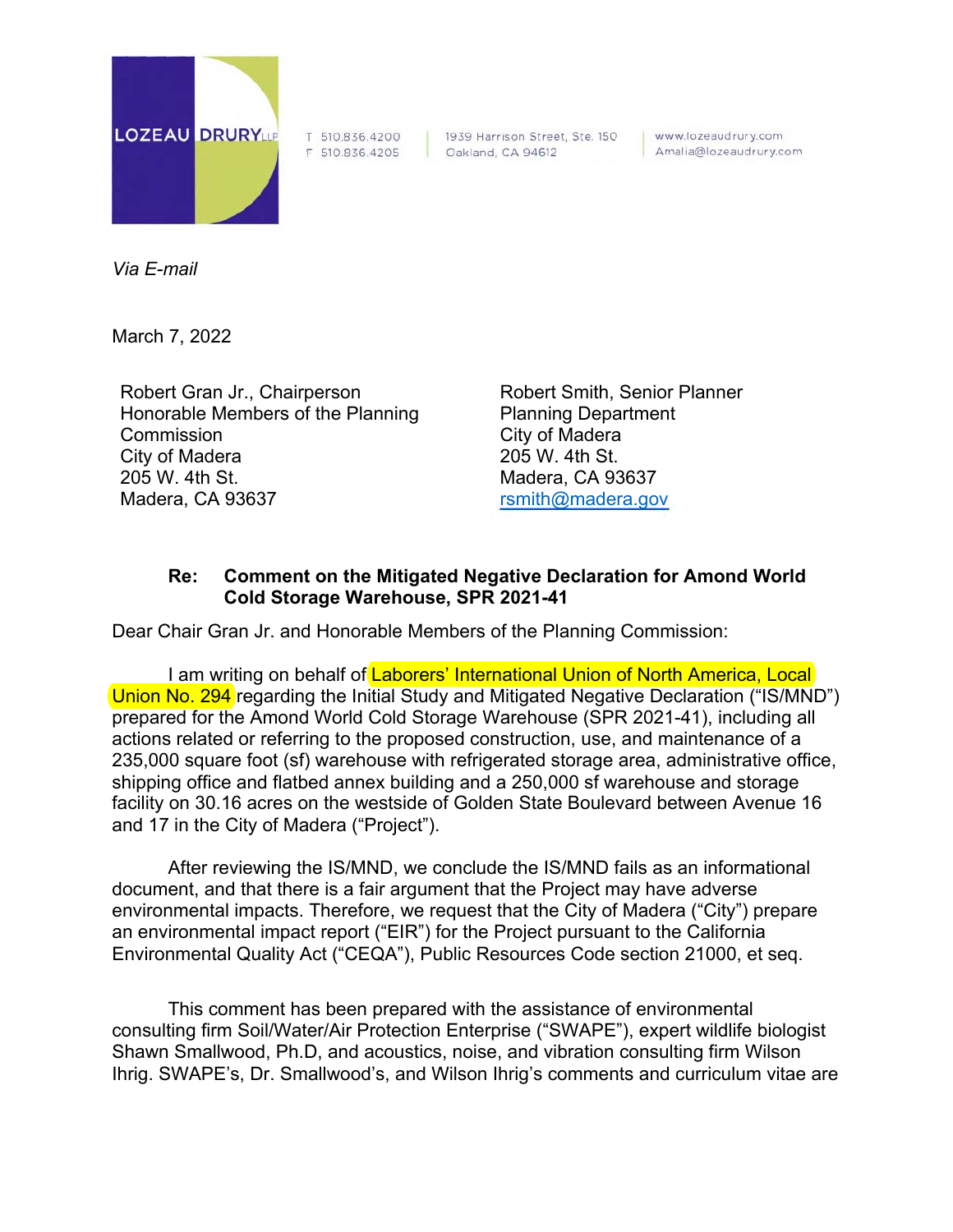LOZEAU DRURY LLP

T 510.836.4200
F 510.836.4205

1939 Harrison Street, Ste. 150
Oakland, CA 94612

www.lozeaudrury.com
Amalia@lozeaudrury.com

*Via E-mail*

March 7, 2022

Robert Gran Jr., Chairperson
Honorable Members of the Planning Commission
City of Madera
205 W. 4th St.
Madera, CA 93637

Robert Smith, Senior Planner
Planning Department
City of Madera
205 W. 4th St.
Madera, CA 93637
rsmith@madera.gov

**Re: Comment on the Mitigated Negative Declaration for Amond World Cold Storage Warehouse, SPR 2021-41**

Dear Chair Gran Jr. and Honorable Members of the Planning Commission:

I am writing on behalf of Laborers' International Union of North America, Local Union No. 294 regarding the Initial Study and Mitigated Negative Declaration ("IS/MND") prepared for the Amond World Cold Storage Warehouse (SPR 2021-41), including all actions related or referring to the proposed construction, use, and maintenance of a 235,000 square foot (sf) warehouse with refrigerated storage area, administrative office, shipping office and flatbed annex building and a 250,000 sf warehouse and storage facility on 30.16 acres on the westside of Golden State Boulevard between Avenue 16 and 17 in the City of Madera ("Project").

After reviewing the IS/MND, we conclude the IS/MND fails as an informational document, and that there is a fair argument that the Project may have adverse environmental impacts. Therefore, we request that the City of Madera ("City") prepare an environmental impact report ("EIR") for the Project pursuant to the California Environmental Quality Act ("CEQA"), Public Resources Code section 21000, et seq.

This comment has been prepared with the assistance of environmental consulting firm Soil/Water/Air Protection Enterprise ("SWAPE"), expert wildlife biologist Shawn Smallwood, Ph.D, and acoustics, noise, and vibration consulting firm Wilson Ihrig. SWAPE's, Dr. Smallwood's, and Wilson Ihrig's comments and curriculum vitae are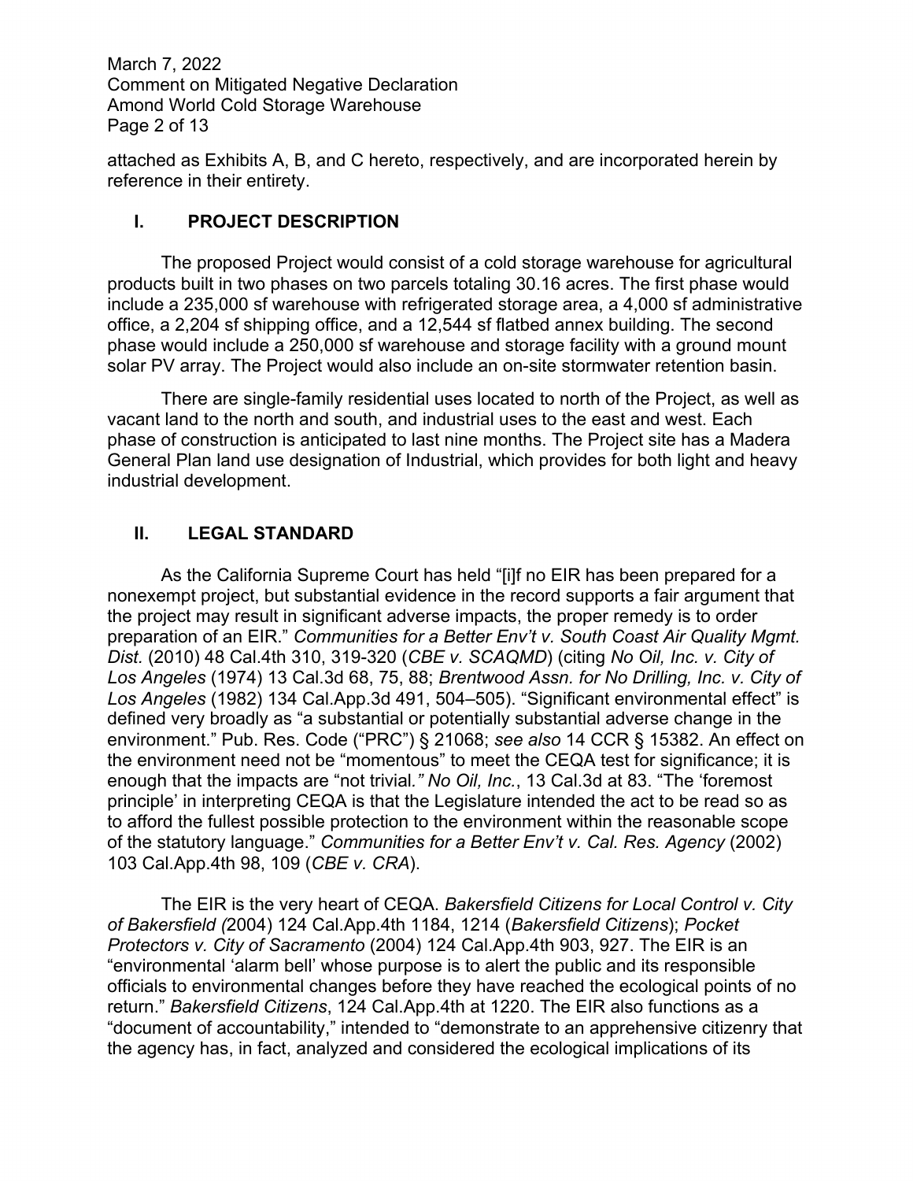attached as Exhibits A, B, and C hereto, respectively, and are incorporated herein by reference in their entirety.

## I. PROJECT DESCRIPTION

The proposed Project would consist of a cold storage warehouse for agricultural products built in two phases on two parcels totaling 30.16 acres. The first phase would include a 235,000 sf warehouse with refrigerated storage area, a 4,000 sf administrative office, a 2,204 sf shipping office, and a 12,544 sf flatbed annex building. The second phase would include a 250,000 sf warehouse and storage facility with a ground mount solar PV array. The Project would also include an on-site stormwater retention basin.

There are single-family residential uses located to north of the Project, as well as vacant land to the north and south, and industrial uses to the east and west. Each phase of construction is anticipated to last nine months. The Project site has a Madera General Plan land use designation of Industrial, which provides for both light and heavy industrial development.

## II. LEGAL STANDARD

As the California Supreme Court has held "[i]f no EIR has been prepared for a nonexempt project, but substantial evidence in the record supports a fair argument that the project may result in significant adverse impacts, the proper remedy is to order preparation of an EIR." *Communities for a Better Env't v. South Coast Air Quality Mgmt. Dist.* (2010) 48 Cal.4th 310, 319-320 (*CBE v. SCAQMD*) (citing *No Oil, Inc. v. City of Los Angeles* (1974) 13 Cal.3d 68, 75, 88; *Brentwood Assn. for No Drilling, Inc. v. City of Los Angeles* (1982) 134 Cal.App.3d 491, 504–505). "Significant environmental effect" is defined very broadly as "a substantial or potentially substantial adverse change in the environment." Pub. Res. Code ("PRC") § 21068; *see also* 14 CCR § 15382. An effect on the environment need not be "momentous" to meet the CEQA test for significance; it is enough that the impacts are "not trivial." *No Oil, Inc.*, 13 Cal.3d at 83. "The 'foremost principle' in interpreting CEQA is that the Legislature intended the act to be read so as to afford the fullest possible protection to the environment within the reasonable scope of the statutory language." *Communities for a Better Env't v. Cal. Res. Agency* (2002) 103 Cal.App.4th 98, 109 (*CBE v. CRA*).

The EIR is the very heart of CEQA. *Bakersfield Citizens for Local Control v. City of Bakersfield (*2004) 124 Cal.App.4th 1184, 1214 (*Bakersfield Citizens*); *Pocket Protectors v. City of Sacramento* (2004) 124 Cal.App.4th 903, 927. The EIR is an "environmental 'alarm bell' whose purpose is to alert the public and its responsible officials to environmental changes before they have reached the ecological points of no return." *Bakersfield Citizens*, 124 Cal.App.4th at 1220. The EIR also functions as a "document of accountability," intended to "demonstrate to an apprehensive citizenry that the agency has, in fact, analyzed and considered the ecological implications of its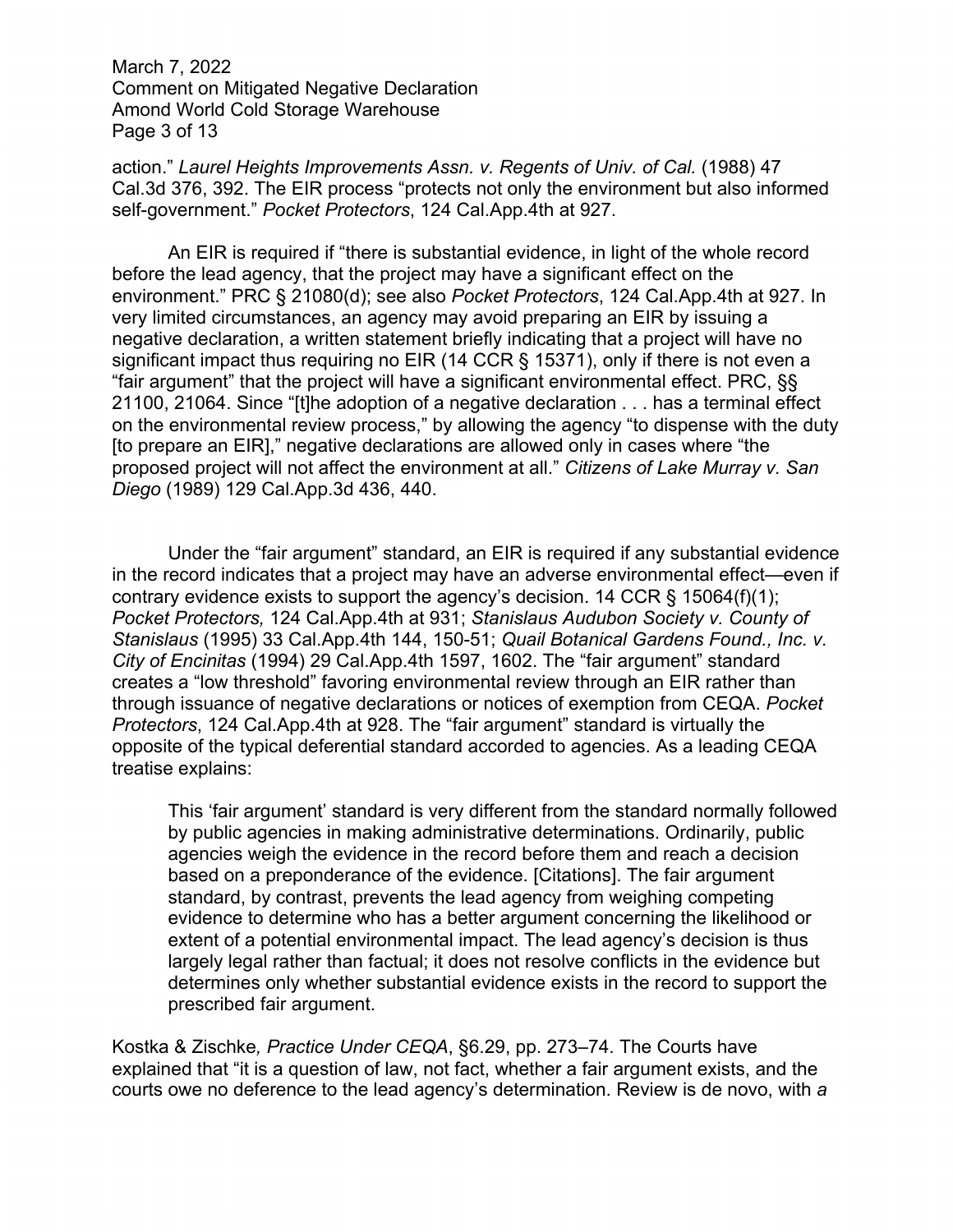action." *Laurel Heights Improvements Assn. v. Regents of Univ. of Cal.* (1988) 47 Cal.3d 376, 392. The EIR process "protects not only the environment but also informed self-government." *Pocket Protectors*, 124 Cal.App.4th at 927.

An EIR is required if "there is substantial evidence, in light of the whole record before the lead agency, that the project may have a significant effect on the environment." PRC § 21080(d); see also *Pocket Protectors*, 124 Cal.App.4th at 927. In very limited circumstances, an agency may avoid preparing an EIR by issuing a negative declaration, a written statement briefly indicating that a project will have no significant impact thus requiring no EIR (14 CCR § 15371), only if there is not even a "fair argument" that the project will have a significant environmental effect. PRC, §§ 21100, 21064. Since "[t]he adoption of a negative declaration . . . has a terminal effect on the environmental review process," by allowing the agency "to dispense with the duty [to prepare an EIR]," negative declarations are allowed only in cases where "the proposed project will not affect the environment at all." *Citizens of Lake Murray v. San Diego* (1989) 129 Cal.App.3d 436, 440.

Under the "fair argument" standard, an EIR is required if any substantial evidence in the record indicates that a project may have an adverse environmental effect—even if contrary evidence exists to support the agency's decision. 14 CCR § 15064(f)(1); *Pocket Protectors,* 124 Cal.App.4th at 931; *Stanislaus Audubon Society v. County of Stanislaus* (1995) 33 Cal.App.4th 144, 150-51; *Quail Botanical Gardens Found., Inc. v. City of Encinitas* (1994) 29 Cal.App.4th 1597, 1602. The "fair argument" standard creates a "low threshold" favoring environmental review through an EIR rather than through issuance of negative declarations or notices of exemption from CEQA. *Pocket Protectors*, 124 Cal.App.4th at 928. The "fair argument" standard is virtually the opposite of the typical deferential standard accorded to agencies. As a leading CEQA treatise explains:

> This 'fair argument' standard is very different from the standard normally followed by public agencies in making administrative determinations. Ordinarily, public agencies weigh the evidence in the record before them and reach a decision based on a preponderance of the evidence. [Citations]. The fair argument standard, by contrast, prevents the lead agency from weighing competing evidence to determine who has a better argument concerning the likelihood or extent of a potential environmental impact. The lead agency's decision is thus largely legal rather than factual; it does not resolve conflicts in the evidence but determines only whether substantial evidence exists in the record to support the prescribed fair argument.

Kostka & Zischke*, Practice Under CEQA*, §6.29, pp. 273–74. The Courts have explained that "it is a question of law, not fact, whether a fair argument exists, and the courts owe no deference to the lead agency's determination. Review is de novo, with *a*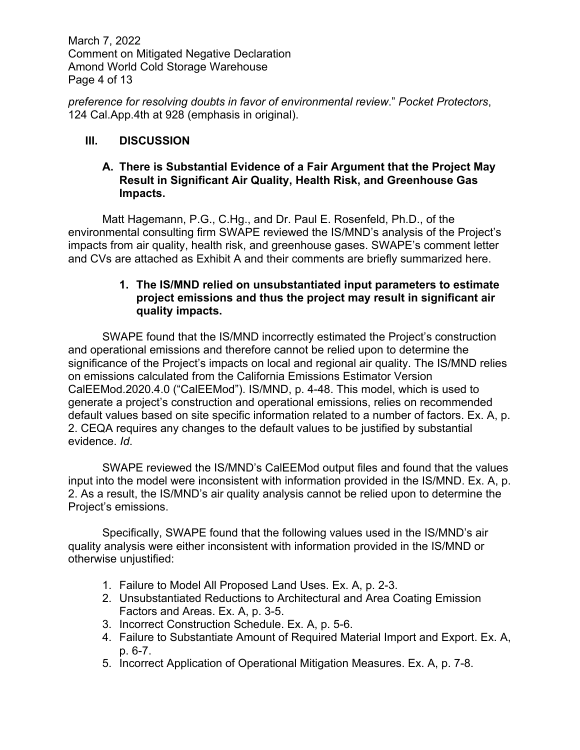*preference for resolving doubts in favor of environmental review*." *Pocket Protectors*, 124 Cal.App.4th at 928 (emphasis in original).

## III. DISCUSSION

### A. There is Substantial Evidence of a Fair Argument that the Project May Result in Significant Air Quality, Health Risk, and Greenhouse Gas Impacts.

Matt Hagemann, P.G., C.Hg., and Dr. Paul E. Rosenfeld, Ph.D., of the environmental consulting firm SWAPE reviewed the IS/MND's analysis of the Project's impacts from air quality, health risk, and greenhouse gases. SWAPE's comment letter and CVs are attached as Exhibit A and their comments are briefly summarized here.

#### 1. The IS/MND relied on unsubstantiated input parameters to estimate project emissions and thus the project may result in significant air quality impacts.

SWAPE found that the IS/MND incorrectly estimated the Project's construction and operational emissions and therefore cannot be relied upon to determine the significance of the Project's impacts on local and regional air quality. The IS/MND relies on emissions calculated from the California Emissions Estimator Version CalEEMod.2020.4.0 ("CalEEMod"). IS/MND, p. 4-48. This model, which is used to generate a project's construction and operational emissions, relies on recommended default values based on site specific information related to a number of factors. Ex. A, p. 2. CEQA requires any changes to the default values to be justified by substantial evidence. *Id*.

SWAPE reviewed the IS/MND's CalEEMod output files and found that the values input into the model were inconsistent with information provided in the IS/MND. Ex. A, p. 2. As a result, the IS/MND's air quality analysis cannot be relied upon to determine the Project's emissions.

Specifically, SWAPE found that the following values used in the IS/MND's air quality analysis were either inconsistent with information provided in the IS/MND or otherwise unjustified:

1. Failure to Model All Proposed Land Uses. Ex. A, p. 2-3.
2. Unsubstantiated Reductions to Architectural and Area Coating Emission Factors and Areas. Ex. A, p. 3-5.
3. Incorrect Construction Schedule. Ex. A, p. 5-6.
4. Failure to Substantiate Amount of Required Material Import and Export. Ex. A, p. 6-7.
5. Incorrect Application of Operational Mitigation Measures. Ex. A, p. 7-8.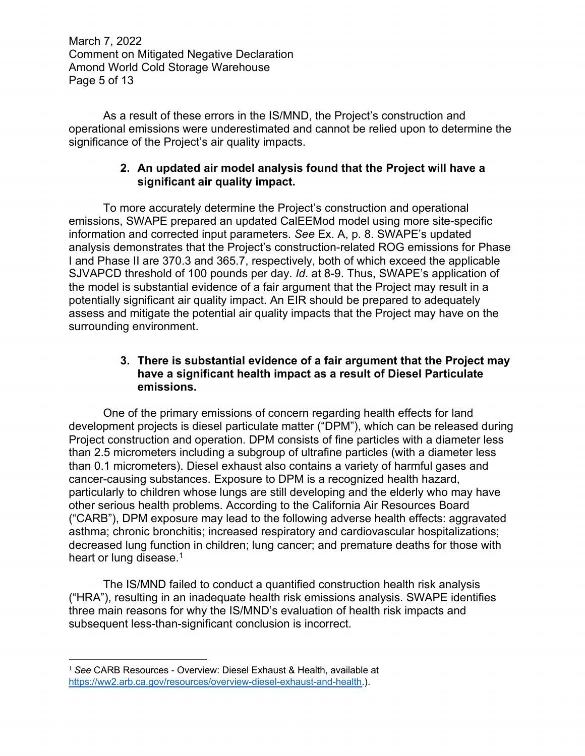As a result of these errors in the IS/MND, the Project's construction and operational emissions were underestimated and cannot be relied upon to determine the significance of the Project's air quality impacts.

**2. An updated air model analysis found that the Project will have a significant air quality impact.**

To more accurately determine the Project's construction and operational emissions, SWAPE prepared an updated CalEEMod model using more site-specific information and corrected input parameters. *See* Ex. A, p. 8. SWAPE's updated analysis demonstrates that the Project's construction-related ROG emissions for Phase I and Phase II are 370.3 and 365.7, respectively, both of which exceed the applicable SJVAPCD threshold of 100 pounds per day. *Id*. at 8-9. Thus, SWAPE's application of the model is substantial evidence of a fair argument that the Project may result in a potentially significant air quality impact. An EIR should be prepared to adequately assess and mitigate the potential air quality impacts that the Project may have on the surrounding environment.

**3. There is substantial evidence of a fair argument that the Project may have a significant health impact as a result of Diesel Particulate emissions.**

One of the primary emissions of concern regarding health effects for land development projects is diesel particulate matter ("DPM"), which can be released during Project construction and operation. DPM consists of fine particles with a diameter less than 2.5 micrometers including a subgroup of ultrafine particles (with a diameter less than 0.1 micrometers). Diesel exhaust also contains a variety of harmful gases and cancer-causing substances. Exposure to DPM is a recognized health hazard, particularly to children whose lungs are still developing and the elderly who may have other serious health problems. According to the California Air Resources Board ("CARB"), DPM exposure may lead to the following adverse health effects: aggravated asthma; chronic bronchitis; increased respiratory and cardiovascular hospitalizations; decreased lung function in children; lung cancer; and premature deaths for those with heart or lung disease.[1]

The IS/MND failed to conduct a quantified construction health risk analysis ("HRA"), resulting in an inadequate health risk emissions analysis. SWAPE identifies three main reasons for why the IS/MND's evaluation of health risk impacts and subsequent less-than-significant conclusion is incorrect.

---

[1] *See* CARB Resources - Overview: Diesel Exhaust & Health, available at https://ww2.arb.ca.gov/resources/overview-diesel-exhaust-and-health.).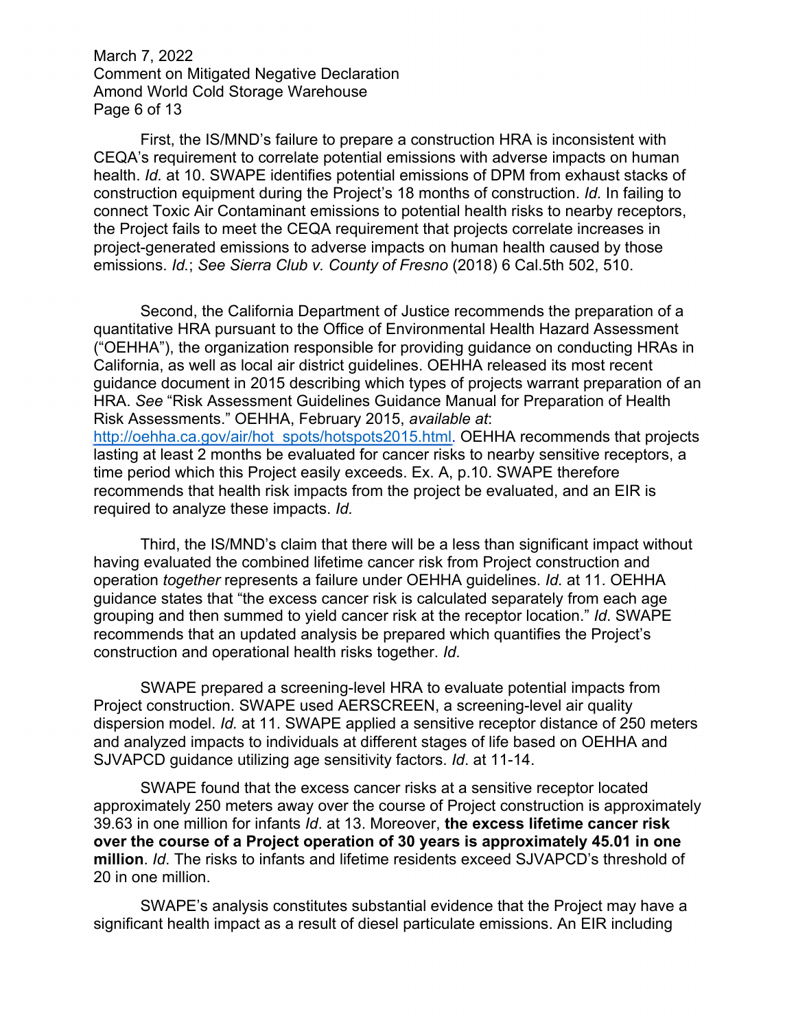First, the IS/MND's failure to prepare a construction HRA is inconsistent with CEQA's requirement to correlate potential emissions with adverse impacts on human health. *Id.* at 10. SWAPE identifies potential emissions of DPM from exhaust stacks of construction equipment during the Project's 18 months of construction. *Id.* In failing to connect Toxic Air Contaminant emissions to potential health risks to nearby receptors, the Project fails to meet the CEQA requirement that projects correlate increases in project-generated emissions to adverse impacts on human health caused by those emissions. *Id.*; *See Sierra Club v. County of Fresno* (2018) 6 Cal.5th 502, 510.

Second, the California Department of Justice recommends the preparation of a quantitative HRA pursuant to the Office of Environmental Health Hazard Assessment ("OEHHA"), the organization responsible for providing guidance on conducting HRAs in California, as well as local air district guidelines. OEHHA released its most recent guidance document in 2015 describing which types of projects warrant preparation of an HRA. *See* "Risk Assessment Guidelines Guidance Manual for Preparation of Health Risk Assessments." OEHHA, February 2015, *available at*: [http://oehha.ca.gov/air/hot_spots/hotspots2015.html.](http://oehha.ca.gov/air/hot_spots/hotspots2015.html) OEHHA recommends that projects lasting at least 2 months be evaluated for cancer risks to nearby sensitive receptors, a time period which this Project easily exceeds. Ex. A, p.10. SWAPE therefore recommends that health risk impacts from the project be evaluated, and an EIR is required to analyze these impacts. *Id.*

Third, the IS/MND's claim that there will be a less than significant impact without having evaluated the combined lifetime cancer risk from Project construction and operation *together* represents a failure under OEHHA guidelines. *Id.* at 11. OEHHA guidance states that "the excess cancer risk is calculated separately from each age grouping and then summed to yield cancer risk at the receptor location." *Id*. SWAPE recommends that an updated analysis be prepared which quantifies the Project's construction and operational health risks together. *Id*.

SWAPE prepared a screening-level HRA to evaluate potential impacts from Project construction. SWAPE used AERSCREEN, a screening-level air quality dispersion model. *Id.* at 11. SWAPE applied a sensitive receptor distance of 250 meters and analyzed impacts to individuals at different stages of life based on OEHHA and SJVAPCD guidance utilizing age sensitivity factors. *Id*. at 11-14.

SWAPE found that the excess cancer risks at a sensitive receptor located approximately 250 meters away over the course of Project construction is approximately 39.63 in one million for infants *Id*. at 13. Moreover, **the excess lifetime cancer risk over the course of a Project operation of 30 years is approximately 45.01 in one million**. *Id*. The risks to infants and lifetime residents exceed SJVAPCD's threshold of 20 in one million.

SWAPE's analysis constitutes substantial evidence that the Project may have a significant health impact as a result of diesel particulate emissions. An EIR including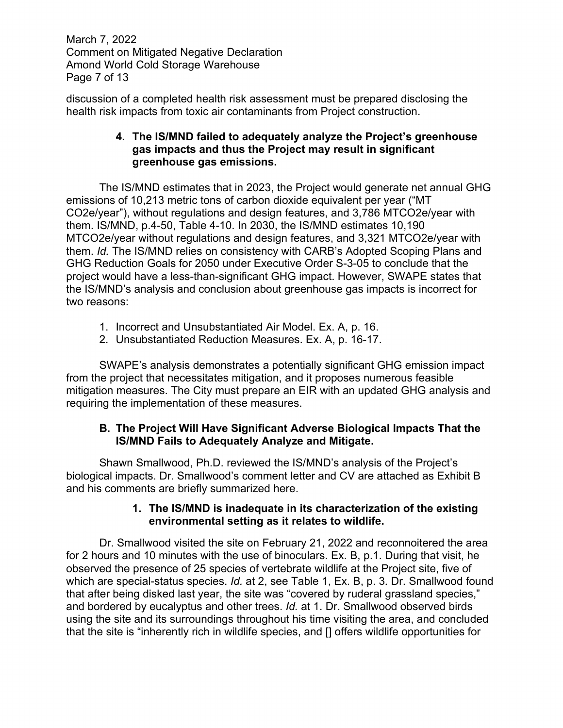discussion of a completed health risk assessment must be prepared disclosing the health risk impacts from toxic air contaminants from Project construction.

#### 4. The IS/MND failed to adequately analyze the Project's greenhouse gas impacts and thus the Project may result in significant greenhouse gas emissions.

The IS/MND estimates that in 2023, the Project would generate net annual GHG emissions of 10,213 metric tons of carbon dioxide equivalent per year ("MT CO2e/year"), without regulations and design features, and 3,786 MTCO2e/year with them. IS/MND, p.4-50, Table 4-10. In 2030, the IS/MND estimates 10,190 MTCO2e/year without regulations and design features, and 3,321 MTCO2e/year with them. *Id.* The IS/MND relies on consistency with CARB's Adopted Scoping Plans and GHG Reduction Goals for 2050 under Executive Order S-3-05 to conclude that the project would have a less-than-significant GHG impact. However, SWAPE states that the IS/MND's analysis and conclusion about greenhouse gas impacts is incorrect for two reasons:

1. Incorrect and Unsubstantiated Air Model. Ex. A, p. 16.
2. Unsubstantiated Reduction Measures. Ex. A, p. 16-17.

SWAPE's analysis demonstrates a potentially significant GHG emission impact from the project that necessitates mitigation, and it proposes numerous feasible mitigation measures. The City must prepare an EIR with an updated GHG analysis and requiring the implementation of these measures.

### B. The Project Will Have Significant Adverse Biological Impacts That the IS/MND Fails to Adequately Analyze and Mitigate.

Shawn Smallwood, Ph.D. reviewed the IS/MND's analysis of the Project's biological impacts. Dr. Smallwood's comment letter and CV are attached as Exhibit B and his comments are briefly summarized here.

#### 1. The IS/MND is inadequate in its characterization of the existing environmental setting as it relates to wildlife.

Dr. Smallwood visited the site on February 21, 2022 and reconnoitered the area for 2 hours and 10 minutes with the use of binoculars. Ex. B, p.1. During that visit, he observed the presence of 25 species of vertebrate wildlife at the Project site, five of which are special-status species. *Id.* at 2, see Table 1, Ex. B, p. 3. Dr. Smallwood found that after being disked last year, the site was "covered by ruderal grassland species," and bordered by eucalyptus and other trees. *Id.* at 1. Dr. Smallwood observed birds using the site and its surroundings throughout his time visiting the area, and concluded that the site is "inherently rich in wildlife species, and [] offers wildlife opportunities for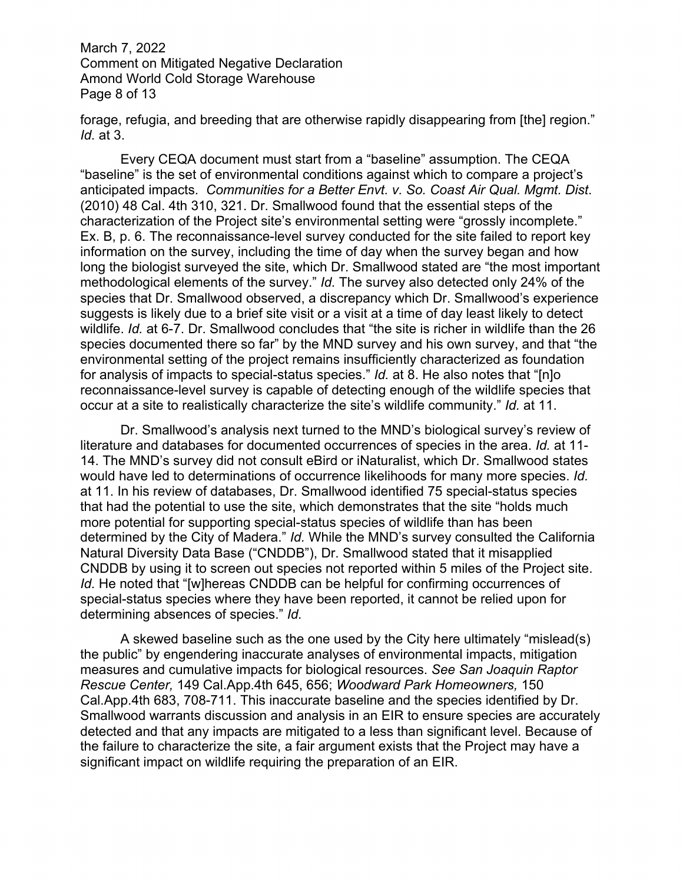forage, refugia, and breeding that are otherwise rapidly disappearing from [the] region." *Id.* at 3.

Every CEQA document must start from a "baseline" assumption. The CEQA "baseline" is the set of environmental conditions against which to compare a project's anticipated impacts. *Communities for a Better Envt. v. So. Coast Air Qual. Mgmt. Dist.* (2010) 48 Cal. 4th 310, 321. Dr. Smallwood found that the essential steps of the characterization of the Project site's environmental setting were "grossly incomplete." Ex. B, p. 6. The reconnaissance-level survey conducted for the site failed to report key information on the survey, including the time of day when the survey began and how long the biologist surveyed the site, which Dr. Smallwood stated are "the most important methodological elements of the survey." *Id.* The survey also detected only 24% of the species that Dr. Smallwood observed, a discrepancy which Dr. Smallwood's experience suggests is likely due to a brief site visit or a visit at a time of day least likely to detect wildlife. *Id.* at 6-7. Dr. Smallwood concludes that "the site is richer in wildlife than the 26 species documented there so far" by the MND survey and his own survey, and that "the environmental setting of the project remains insufficiently characterized as foundation for analysis of impacts to special-status species." *Id.* at 8. He also notes that "[n]o reconnaissance-level survey is capable of detecting enough of the wildlife species that occur at a site to realistically characterize the site's wildlife community." *Id.* at 11.

Dr. Smallwood's analysis next turned to the MND's biological survey's review of literature and databases for documented occurrences of species in the area. *Id.* at 11-14. The MND's survey did not consult eBird or iNaturalist, which Dr. Smallwood states would have led to determinations of occurrence likelihoods for many more species. *Id.* at 11. In his review of databases, Dr. Smallwood identified 75 special-status species that had the potential to use the site, which demonstrates that the site "holds much more potential for supporting special-status species of wildlife than has been determined by the City of Madera." *Id.* While the MND's survey consulted the California Natural Diversity Data Base ("CNDDB"), Dr. Smallwood stated that it misapplied CNDDB by using it to screen out species not reported within 5 miles of the Project site. *Id.* He noted that "[w]hereas CNDDB can be helpful for confirming occurrences of special-status species where they have been reported, it cannot be relied upon for determining absences of species." *Id.*

A skewed baseline such as the one used by the City here ultimately "mislead(s) the public" by engendering inaccurate analyses of environmental impacts, mitigation measures and cumulative impacts for biological resources. *See San Joaquin Raptor Rescue Center,* 149 Cal.App.4th 645, 656; *Woodward Park Homeowners,* 150 Cal.App.4th 683, 708-711. This inaccurate baseline and the species identified by Dr. Smallwood warrants discussion and analysis in an EIR to ensure species are accurately detected and that any impacts are mitigated to a less than significant level. Because of the failure to characterize the site, a fair argument exists that the Project may have a significant impact on wildlife requiring the preparation of an EIR.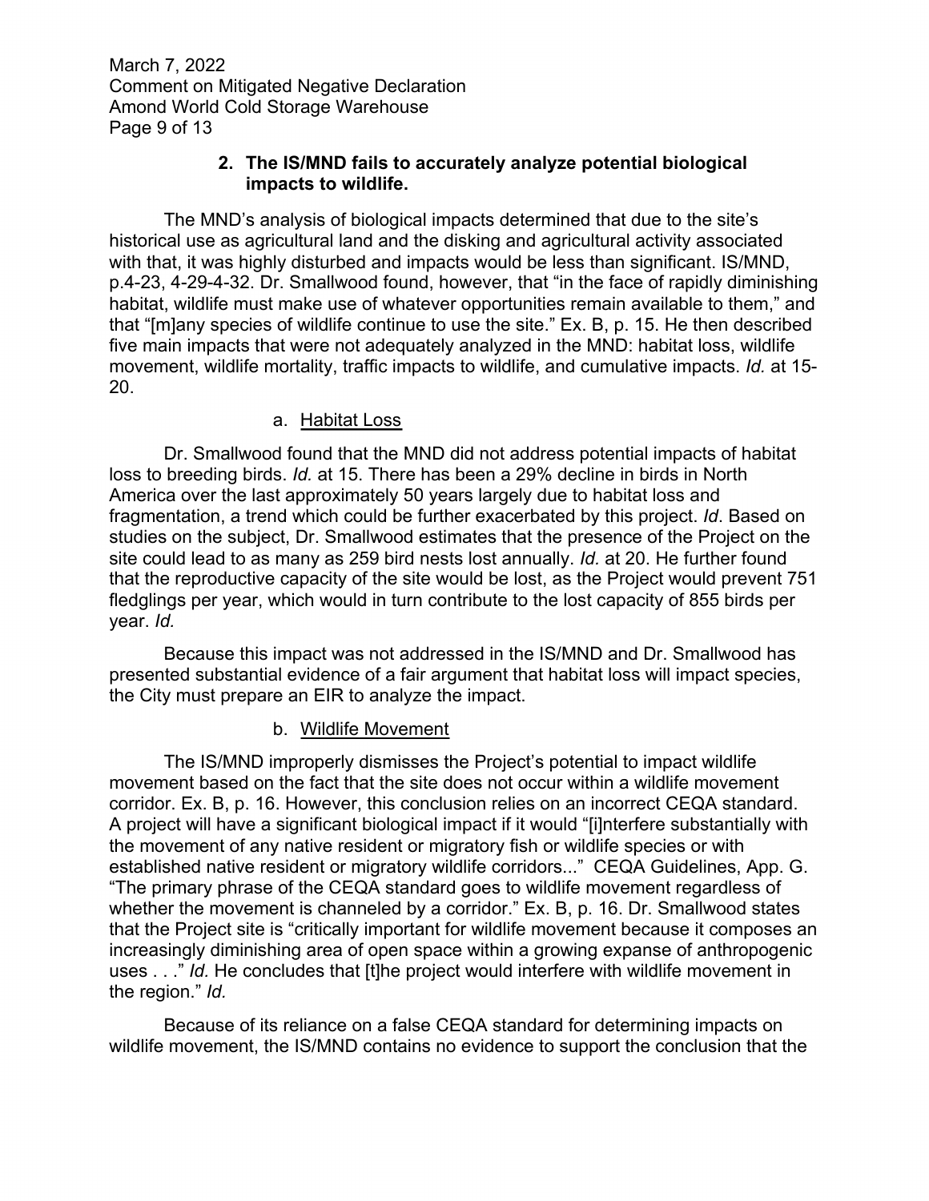### 2. The IS/MND fails to accurately analyze potential biological impacts to wildlife.

The MND's analysis of biological impacts determined that due to the site's historical use as agricultural land and the disking and agricultural activity associated with that, it was highly disturbed and impacts would be less than significant. IS/MND, p.4-23, 4-29-4-32. Dr. Smallwood found, however, that "in the face of rapidly diminishing habitat, wildlife must make use of whatever opportunities remain available to them," and that "[m]any species of wildlife continue to use the site." Ex. B, p. 15. He then described five main impacts that were not adequately analyzed in the MND: habitat loss, wildlife movement, wildlife mortality, traffic impacts to wildlife, and cumulative impacts. *Id.* at 15-20.

#### a. Habitat Loss

Dr. Smallwood found that the MND did not address potential impacts of habitat loss to breeding birds. *Id.* at 15. There has been a 29% decline in birds in North America over the last approximately 50 years largely due to habitat loss and fragmentation, a trend which could be further exacerbated by this project. *Id*. Based on studies on the subject, Dr. Smallwood estimates that the presence of the Project on the site could lead to as many as 259 bird nests lost annually. *Id.* at 20. He further found that the reproductive capacity of the site would be lost, as the Project would prevent 751 fledglings per year, which would in turn contribute to the lost capacity of 855 birds per year. *Id.*

Because this impact was not addressed in the IS/MND and Dr. Smallwood has presented substantial evidence of a fair argument that habitat loss will impact species, the City must prepare an EIR to analyze the impact.

#### b. Wildlife Movement

The IS/MND improperly dismisses the Project's potential to impact wildlife movement based on the fact that the site does not occur within a wildlife movement corridor. Ex. B, p. 16. However, this conclusion relies on an incorrect CEQA standard. A project will have a significant biological impact if it would "[i]nterfere substantially with the movement of any native resident or migratory fish or wildlife species or with established native resident or migratory wildlife corridors..." CEQA Guidelines, App. G. "The primary phrase of the CEQA standard goes to wildlife movement regardless of whether the movement is channeled by a corridor." Ex. B, p. 16. Dr. Smallwood states that the Project site is "critically important for wildlife movement because it composes an increasingly diminishing area of open space within a growing expanse of anthropogenic uses . . ." *Id.* He concludes that [t]he project would interfere with wildlife movement in the region." *Id.*

Because of its reliance on a false CEQA standard for determining impacts on wildlife movement, the IS/MND contains no evidence to support the conclusion that the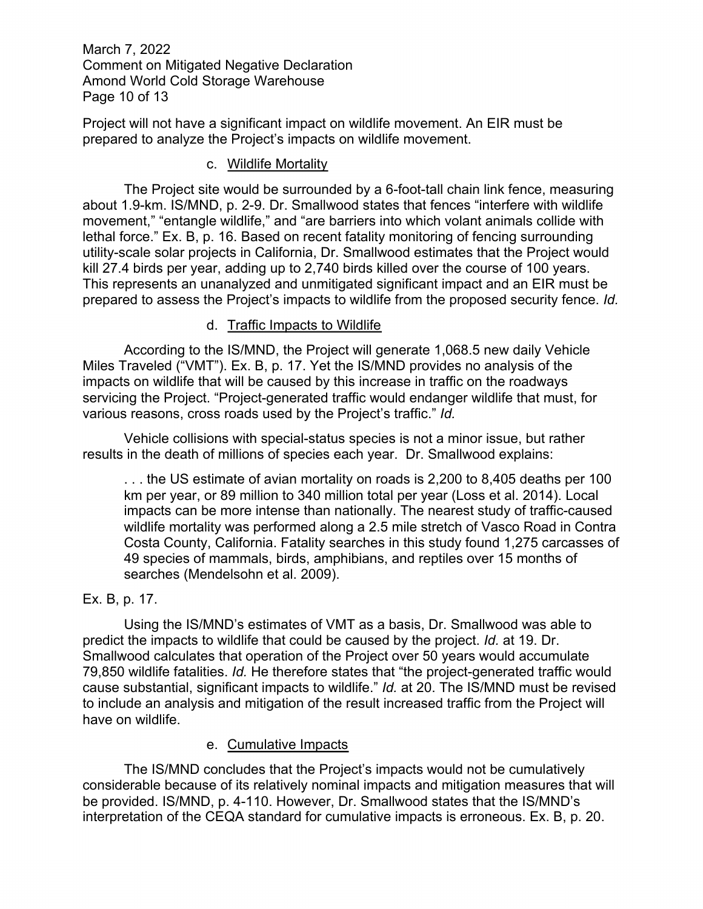Project will not have a significant impact on wildlife movement. An EIR must be prepared to analyze the Project's impacts on wildlife movement.

c. Wildlife Mortality

The Project site would be surrounded by a 6-foot-tall chain link fence, measuring about 1.9-km. IS/MND, p. 2-9. Dr. Smallwood states that fences "interfere with wildlife movement," "entangle wildlife," and "are barriers into which volant animals collide with lethal force." Ex. B, p. 16. Based on recent fatality monitoring of fencing surrounding utility-scale solar projects in California, Dr. Smallwood estimates that the Project would kill 27.4 birds per year, adding up to 2,740 birds killed over the course of 100 years. This represents an unanalyzed and unmitigated significant impact and an EIR must be prepared to assess the Project's impacts to wildlife from the proposed security fence. *Id.*

d. Traffic Impacts to Wildlife

According to the IS/MND, the Project will generate 1,068.5 new daily Vehicle Miles Traveled ("VMT"). Ex. B, p. 17. Yet the IS/MND provides no analysis of the impacts on wildlife that will be caused by this increase in traffic on the roadways servicing the Project. "Project-generated traffic would endanger wildlife that must, for various reasons, cross roads used by the Project's traffic." *Id.*

Vehicle collisions with special-status species is not a minor issue, but rather results in the death of millions of species each year. Dr. Smallwood explains:

> . . . the US estimate of avian mortality on roads is 2,200 to 8,405 deaths per 100 km per year, or 89 million to 340 million total per year (Loss et al. 2014). Local impacts can be more intense than nationally. The nearest study of traffic-caused wildlife mortality was performed along a 2.5 mile stretch of Vasco Road in Contra Costa County, California. Fatality searches in this study found 1,275 carcasses of 49 species of mammals, birds, amphibians, and reptiles over 15 months of searches (Mendelsohn et al. 2009).

Ex. B, p. 17.

Using the IS/MND's estimates of VMT as a basis, Dr. Smallwood was able to predict the impacts to wildlife that could be caused by the project. *Id.* at 19. Dr. Smallwood calculates that operation of the Project over 50 years would accumulate 79,850 wildlife fatalities. *Id.* He therefore states that "the project-generated traffic would cause substantial, significant impacts to wildlife." *Id.* at 20. The IS/MND must be revised to include an analysis and mitigation of the result increased traffic from the Project will have on wildlife.

e. Cumulative Impacts

The IS/MND concludes that the Project's impacts would not be cumulatively considerable because of its relatively nominal impacts and mitigation measures that will be provided. IS/MND, p. 4-110. However, Dr. Smallwood states that the IS/MND's interpretation of the CEQA standard for cumulative impacts is erroneous. Ex. B, p. 20.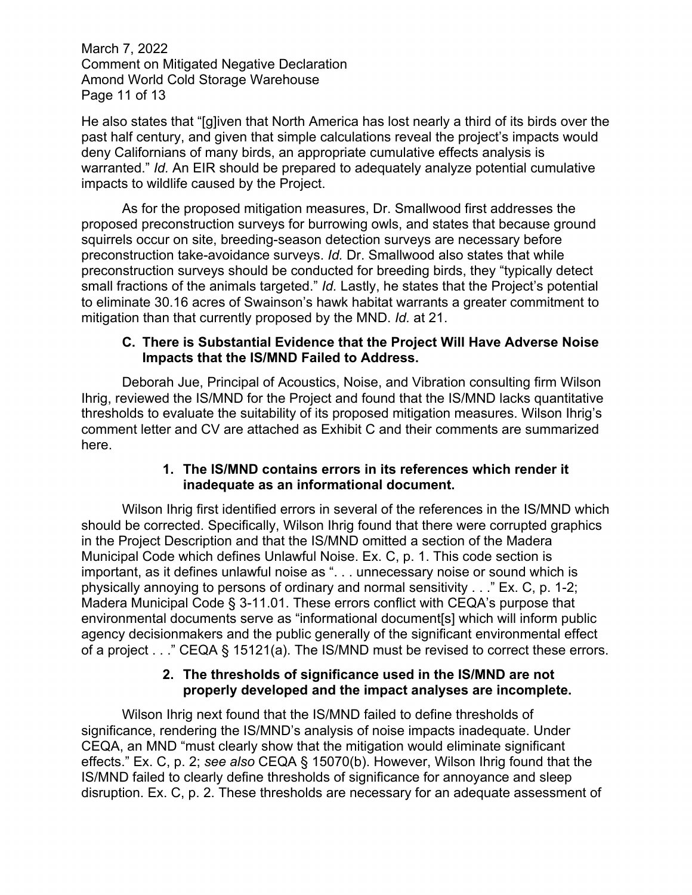He also states that "[g]iven that North America has lost nearly a third of its birds over the past half century, and given that simple calculations reveal the project's impacts would deny Californians of many birds, an appropriate cumulative effects analysis is warranted." *Id.* An EIR should be prepared to adequately analyze potential cumulative impacts to wildlife caused by the Project.

As for the proposed mitigation measures, Dr. Smallwood first addresses the proposed preconstruction surveys for burrowing owls, and states that because ground squirrels occur on site, breeding-season detection surveys are necessary before preconstruction take-avoidance surveys. *Id.* Dr. Smallwood also states that while preconstruction surveys should be conducted for breeding birds, they "typically detect small fractions of the animals targeted." *Id.* Lastly, he states that the Project's potential to eliminate 30.16 acres of Swainson's hawk habitat warrants a greater commitment to mitigation than that currently proposed by the MND. *Id.* at 21.

### C. There is Substantial Evidence that the Project Will Have Adverse Noise Impacts that the IS/MND Failed to Address.

Deborah Jue, Principal of Acoustics, Noise, and Vibration consulting firm Wilson Ihrig, reviewed the IS/MND for the Project and found that the IS/MND lacks quantitative thresholds to evaluate the suitability of its proposed mitigation measures. Wilson Ihrig's comment letter and CV are attached as Exhibit C and their comments are summarized here.

#### 1. The IS/MND contains errors in its references which render it inadequate as an informational document.

Wilson Ihrig first identified errors in several of the references in the IS/MND which should be corrected. Specifically, Wilson Ihrig found that there were corrupted graphics in the Project Description and that the IS/MND omitted a section of the Madera Municipal Code which defines Unlawful Noise. Ex. C, p. 1. This code section is important, as it defines unlawful noise as ". . . unnecessary noise or sound which is physically annoying to persons of ordinary and normal sensitivity . . ." Ex. C, p. 1-2; Madera Municipal Code § 3-11.01. These errors conflict with CEQA's purpose that environmental documents serve as "informational document[s] which will inform public agency decisionmakers and the public generally of the significant environmental effect of a project . . ." CEQA § 15121(a). The IS/MND must be revised to correct these errors.

#### 2. The thresholds of significance used in the IS/MND are not properly developed and the impact analyses are incomplete.

Wilson Ihrig next found that the IS/MND failed to define thresholds of significance, rendering the IS/MND's analysis of noise impacts inadequate. Under CEQA, an MND "must clearly show that the mitigation would eliminate significant effects." Ex. C, p. 2; *see also* CEQA § 15070(b). However, Wilson Ihrig found that the IS/MND failed to clearly define thresholds of significance for annoyance and sleep disruption. Ex. C, p. 2. These thresholds are necessary for an adequate assessment of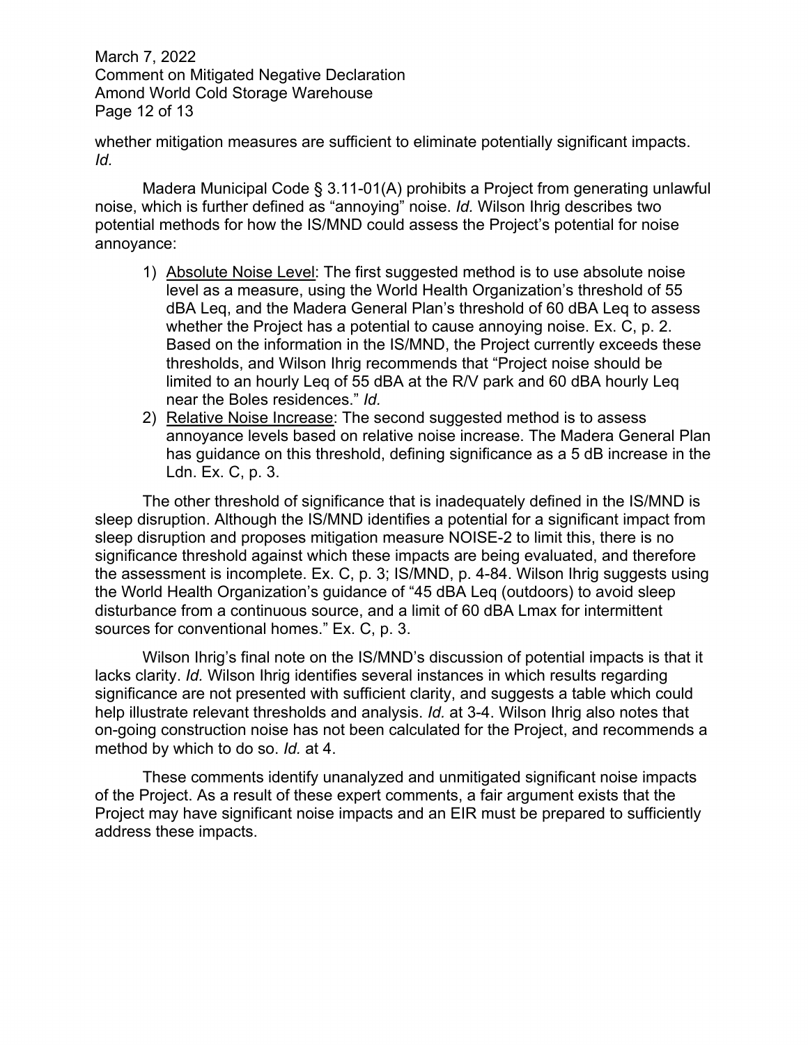whether mitigation measures are sufficient to eliminate potentially significant impacts. *Id.*

Madera Municipal Code § 3.11-01(A) prohibits a Project from generating unlawful noise, which is further defined as "annoying" noise. *Id.* Wilson Ihrig describes two potential methods for how the IS/MND could assess the Project's potential for noise annoyance:

1) <u>Absolute Noise Level</u>: The first suggested method is to use absolute noise level as a measure, using the World Health Organization's threshold of 55 dBA Leq, and the Madera General Plan's threshold of 60 dBA Leq to assess whether the Project has a potential to cause annoying noise. Ex. C, p. 2. Based on the information in the IS/MND, the Project currently exceeds these thresholds, and Wilson Ihrig recommends that "Project noise should be limited to an hourly Leq of 55 dBA at the R/V park and 60 dBA hourly Leq near the Boles residences." *Id.*
2) <u>Relative Noise Increase</u>: The second suggested method is to assess annoyance levels based on relative noise increase. The Madera General Plan has guidance on this threshold, defining significance as a 5 dB increase in the Ldn. Ex. C, p. 3.

The other threshold of significance that is inadequately defined in the IS/MND is sleep disruption. Although the IS/MND identifies a potential for a significant impact from sleep disruption and proposes mitigation measure NOISE-2 to limit this, there is no significance threshold against which these impacts are being evaluated, and therefore the assessment is incomplete. Ex. C, p. 3; IS/MND, p. 4-84. Wilson Ihrig suggests using the World Health Organization's guidance of "45 dBA Leq (outdoors) to avoid sleep disturbance from a continuous source, and a limit of 60 dBA Lmax for intermittent sources for conventional homes." Ex. C, p. 3.

Wilson Ihrig's final note on the IS/MND's discussion of potential impacts is that it lacks clarity. *Id.* Wilson Ihrig identifies several instances in which results regarding significance are not presented with sufficient clarity, and suggests a table which could help illustrate relevant thresholds and analysis. *Id.* at 3-4. Wilson Ihrig also notes that on-going construction noise has not been calculated for the Project, and recommends a method by which to do so. *Id.* at 4.

These comments identify unanalyzed and unmitigated significant noise impacts of the Project. As a result of these expert comments, a fair argument exists that the Project may have significant noise impacts and an EIR must be prepared to sufficiently address these impacts.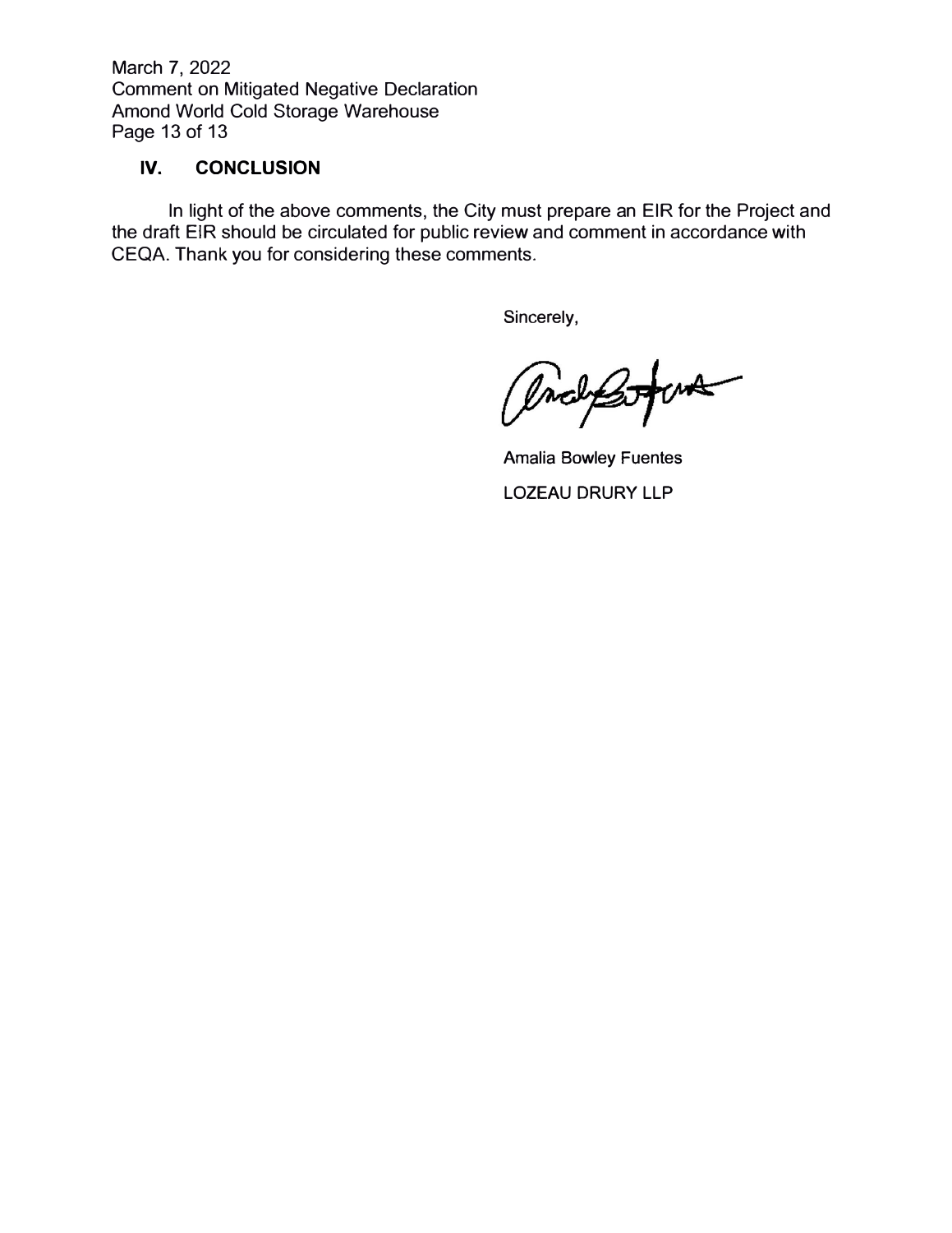## IV. CONCLUSION

In light of the above comments, the City must prepare an EIR for the Project and the draft EIR should be circulated for public review and comment in accordance with CEQA. Thank you for considering these comments.

Sincerely,

Amalia Bowley Fuentes

LOZEAU DRURY LLP